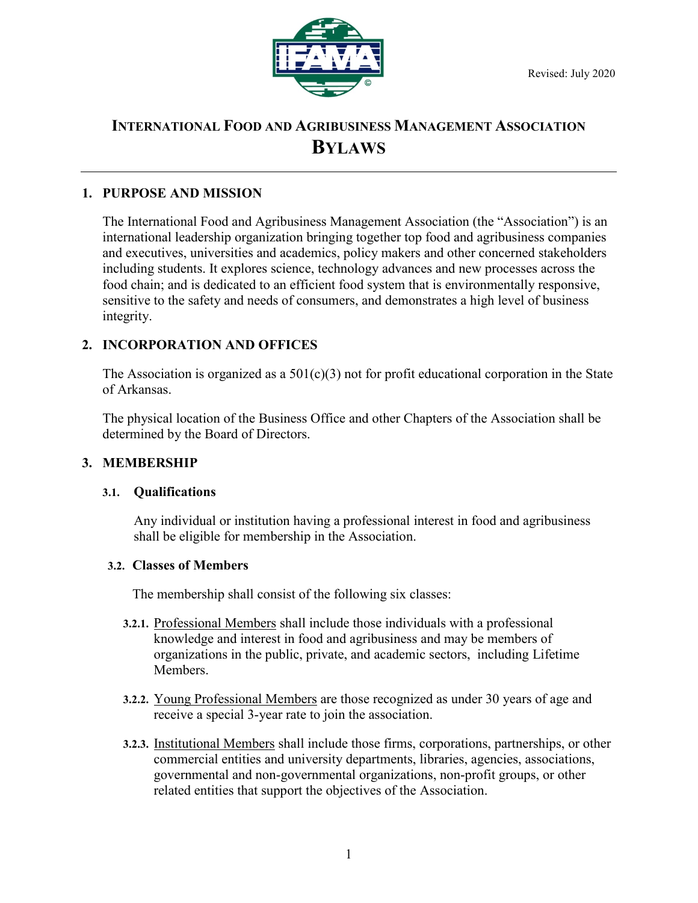Revised: July 2020

# INTERNATIONAL FOOD AND AGRIBUSINESS MANAGEMENT ASSOCIATION BYLAWS

## 1. PURPOSE AND MISSION

The International Food and Agribusiness Management Association (the "Association") is an international leadership organization bringing together top food and agribusiness companies and executives, universities and academics, policy makers and other concerned stakeholders including students. It explores science, technology advances and new processes across the food chain; and is dedicated to an efficient food system that is environmentally responsive, sensitive to the safety and needs of consumers, and demonstrates a high level of business integrity.

## 2. INCORPORATION AND OFFICES

The Association is organized as a 501(c)(3) not for profit educational corporation in the State of Arkansas.

The physical location of the Business Office and other Chapters of the Association shall be determined by the Board of Directors.

## 3. MEMBERSHIP

### 3.1. Qualifications

Any individual or institution having a professional interest in food and agribusiness shall be eligible for membership in the Association.

### 3.2. Classes of Members

The membership shall consist of the following six classes:

**3.2.1.** Professional Members shall include those individuals with a professional knowledge and interest in food and agribusiness and may be members of organizations in the public, private, and academic sectors, including Lifetime Members.

**3.2.2.** Young Professional Members are those recognized as under 30 years of age and receive a special 3-year rate to join the association.

**3.2.3.** Institutional Members shall include those firms, corporations, partnerships, or other commercial entities and university departments, libraries, agencies, associations, governmental and non-governmental organizations, non-profit groups, or other related entities that support the objectives of the Association.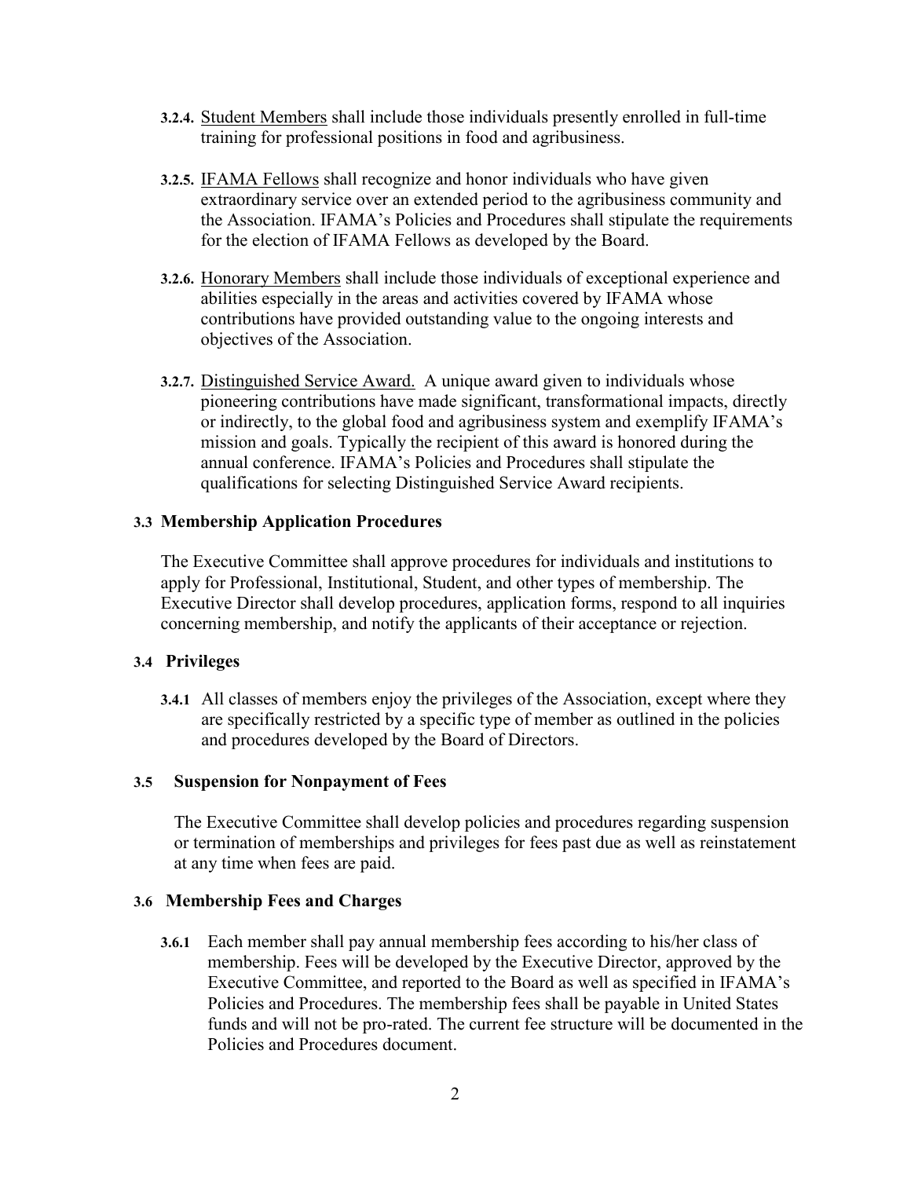- **3.2.4.** Student Members shall include those individuals presently enrolled in full-time training for professional positions in food and agribusiness.

- **3.2.5.** IFAMA Fellows shall recognize and honor individuals who have given extraordinary service over an extended period to the agribusiness community and the Association. IFAMA's Policies and Procedures shall stipulate the requirements for the election of IFAMA Fellows as developed by the Board.

- **3.2.6.** Honorary Members shall include those individuals of exceptional experience and abilities especially in the areas and activities covered by IFAMA whose contributions have provided outstanding value to the ongoing interests and objectives of the Association.

- **3.2.7.** Distinguished Service Award. A unique award given to individuals whose pioneering contributions have made significant, transformational impacts, directly or indirectly, to the global food and agribusiness system and exemplify IFAMA's mission and goals. Typically the recipient of this award is honored during the annual conference. IFAMA's Policies and Procedures shall stipulate the qualifications for selecting Distinguished Service Award recipients.

### 3.3 Membership Application Procedures

The Executive Committee shall approve procedures for individuals and institutions to apply for Professional, Institutional, Student, and other types of membership. The Executive Director shall develop procedures, application forms, respond to all inquiries concerning membership, and notify the applicants of their acceptance or rejection.

### 3.4 Privileges

- **3.4.1** All classes of members enjoy the privileges of the Association, except where they are specifically restricted by a specific type of member as outlined in the policies and procedures developed by the Board of Directors.

### 3.5 Suspension for Nonpayment of Fees

The Executive Committee shall develop policies and procedures regarding suspension or termination of memberships and privileges for fees past due as well as reinstatement at any time when fees are paid.

### 3.6 Membership Fees and Charges

- **3.6.1** Each member shall pay annual membership fees according to his/her class of membership. Fees will be developed by the Executive Director, approved by the Executive Committee, and reported to the Board as well as specified in IFAMA's Policies and Procedures. The membership fees shall be payable in United States funds and will not be pro-rated. The current fee structure will be documented in the Policies and Procedures document.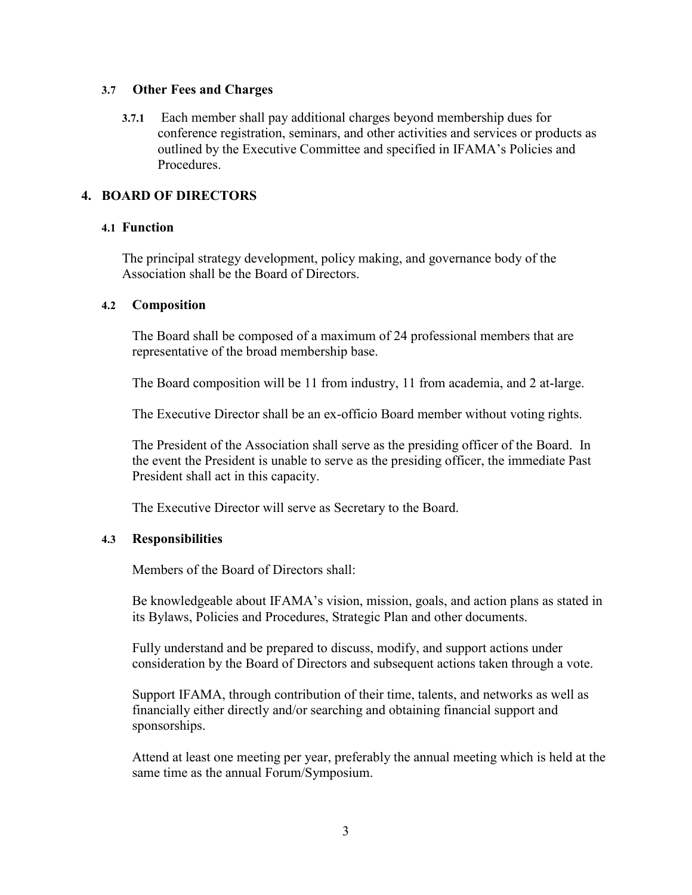### 3.7 Other Fees and Charges

**3.7.1** Each member shall pay additional charges beyond membership dues for conference registration, seminars, and other activities and services or products as outlined by the Executive Committee and specified in IFAMA's Policies and Procedures.

## 4. BOARD OF DIRECTORS

### 4.1 Function

The principal strategy development, policy making, and governance body of the Association shall be the Board of Directors.

### 4.2 Composition

The Board shall be composed of a maximum of 24 professional members that are representative of the broad membership base.

The Board composition will be 11 from industry, 11 from academia, and 2 at-large.

The Executive Director shall be an ex-officio Board member without voting rights.

The President of the Association shall serve as the presiding officer of the Board. In the event the President is unable to serve as the presiding officer, the immediate Past President shall act in this capacity.

The Executive Director will serve as Secretary to the Board.

### 4.3 Responsibilities

Members of the Board of Directors shall:

Be knowledgeable about IFAMA's vision, mission, goals, and action plans as stated in its Bylaws, Policies and Procedures, Strategic Plan and other documents.

Fully understand and be prepared to discuss, modify, and support actions under consideration by the Board of Directors and subsequent actions taken through a vote.

Support IFAMA, through contribution of their time, talents, and networks as well as financially either directly and/or searching and obtaining financial support and sponsorships.

Attend at least one meeting per year, preferably the annual meeting which is held at the same time as the annual Forum/Symposium.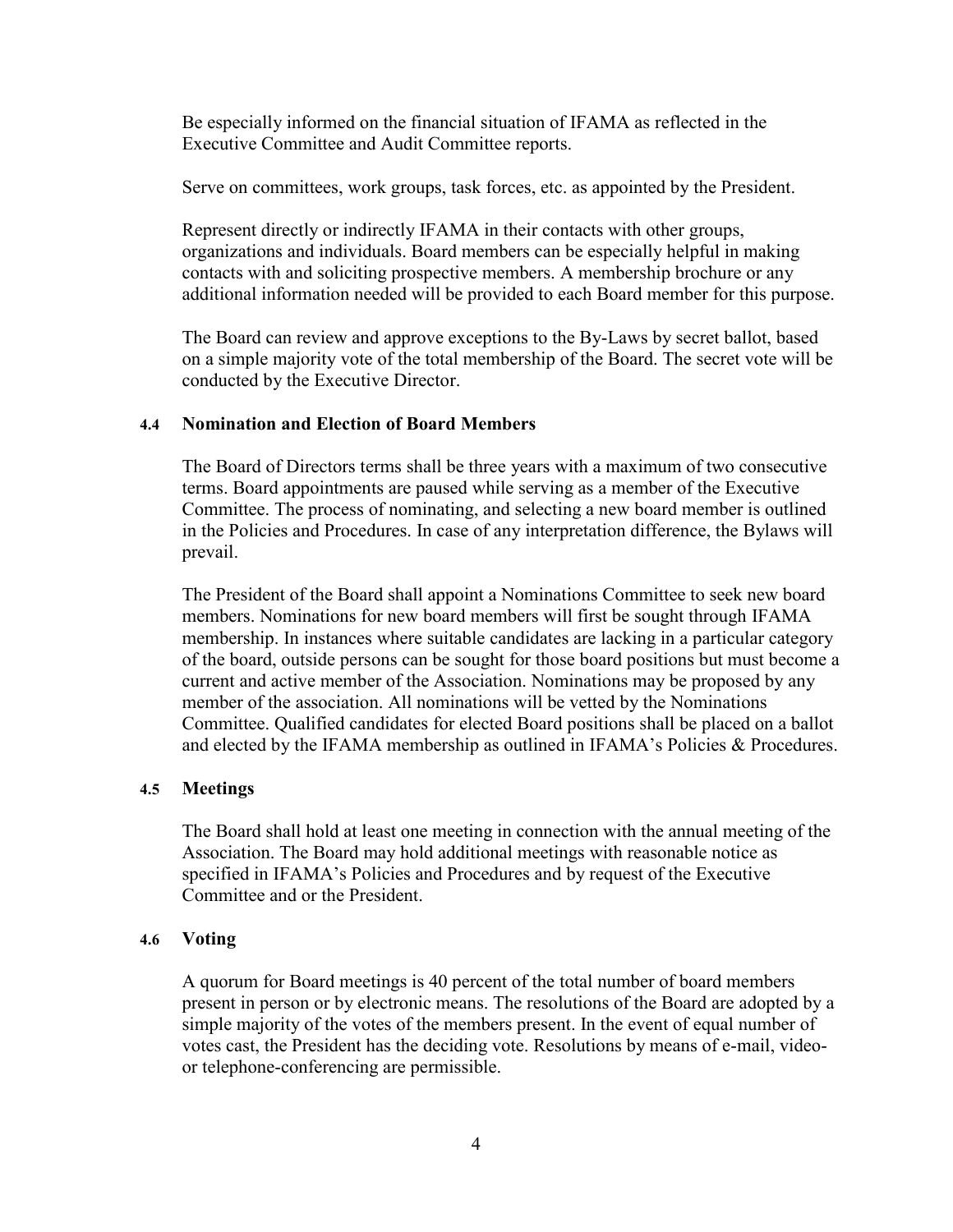Be especially informed on the financial situation of IFAMA as reflected in the Executive Committee and Audit Committee reports.

Serve on committees, work groups, task forces, etc. as appointed by the President.

Represent directly or indirectly IFAMA in their contacts with other groups, organizations and individuals. Board members can be especially helpful in making contacts with and soliciting prospective members. A membership brochure or any additional information needed will be provided to each Board member for this purpose.

The Board can review and approve exceptions to the By-Laws by secret ballot, based on a simple majority vote of the total membership of the Board. The secret vote will be conducted by the Executive Director.

### 4.4 Nomination and Election of Board Members

The Board of Directors terms shall be three years with a maximum of two consecutive terms. Board appointments are paused while serving as a member of the Executive Committee. The process of nominating, and selecting a new board member is outlined in the Policies and Procedures. In case of any interpretation difference, the Bylaws will prevail.

The President of the Board shall appoint a Nominations Committee to seek new board members. Nominations for new board members will first be sought through IFAMA membership. In instances where suitable candidates are lacking in a particular category of the board, outside persons can be sought for those board positions but must become a current and active member of the Association. Nominations may be proposed by any member of the association. All nominations will be vetted by the Nominations Committee. Qualified candidates for elected Board positions shall be placed on a ballot and elected by the IFAMA membership as outlined in IFAMA's Policies & Procedures.

### 4.5 Meetings

The Board shall hold at least one meeting in connection with the annual meeting of the Association. The Board may hold additional meetings with reasonable notice as specified in IFAMA's Policies and Procedures and by request of the Executive Committee and or the President.

### 4.6 Voting

A quorum for Board meetings is 40 percent of the total number of board members present in person or by electronic means. The resolutions of the Board are adopted by a simple majority of the votes of the members present. In the event of equal number of votes cast, the President has the deciding vote. Resolutions by means of e-mail, video- or telephone-conferencing are permissible.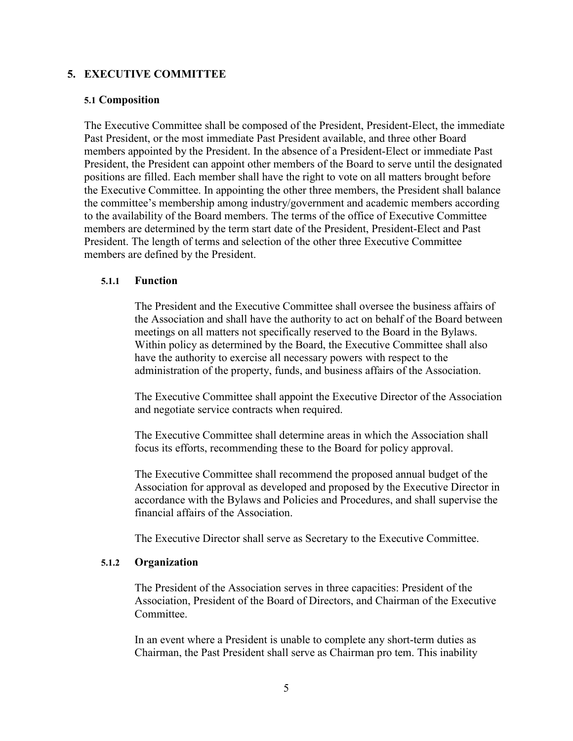## 5. EXECUTIVE COMMITTEE

### 5.1 Composition

The Executive Committee shall be composed of the President, President-Elect, the immediate Past President, or the most immediate Past President available, and three other Board members appointed by the President. In the absence of a President-Elect or immediate Past President, the President can appoint other members of the Board to serve until the designated positions are filled. Each member shall have the right to vote on all matters brought before the Executive Committee. In appointing the other three members, the President shall balance the committee's membership among industry/government and academic members according to the availability of the Board members. The terms of the office of Executive Committee members are determined by the term start date of the President, President-Elect and Past President. The length of terms and selection of the other three Executive Committee members are defined by the President.

#### 5.1.1 Function

The President and the Executive Committee shall oversee the business affairs of the Association and shall have the authority to act on behalf of the Board between meetings on all matters not specifically reserved to the Board in the Bylaws. Within policy as determined by the Board, the Executive Committee shall also have the authority to exercise all necessary powers with respect to the administration of the property, funds, and business affairs of the Association.

The Executive Committee shall appoint the Executive Director of the Association and negotiate service contracts when required.

The Executive Committee shall determine areas in which the Association shall focus its efforts, recommending these to the Board for policy approval.

The Executive Committee shall recommend the proposed annual budget of the Association for approval as developed and proposed by the Executive Director in accordance with the Bylaws and Policies and Procedures, and shall supervise the financial affairs of the Association.

The Executive Director shall serve as Secretary to the Executive Committee.

#### 5.1.2 Organization

The President of the Association serves in three capacities: President of the Association, President of the Board of Directors, and Chairman of the Executive Committee.

In an event where a President is unable to complete any short-term duties as Chairman, the Past President shall serve as Chairman pro tem. This inability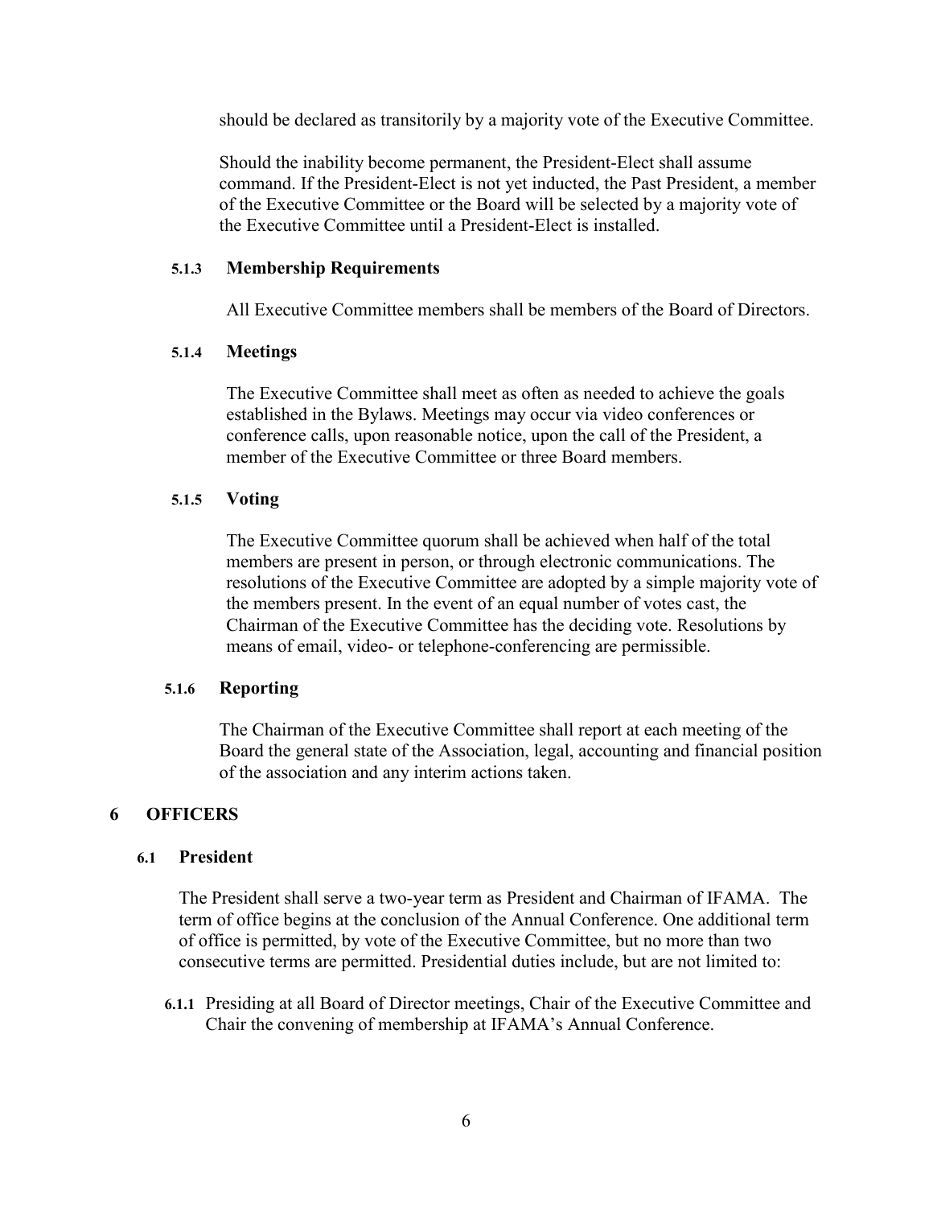should be declared as transitorily by a majority vote of the Executive Committee.

Should the inability become permanent, the President-Elect shall assume command. If the President-Elect is not yet inducted, the Past President, a member of the Executive Committee or the Board will be selected by a majority vote of the Executive Committee until a President-Elect is installed.

#### 5.1.3 Membership Requirements

All Executive Committee members shall be members of the Board of Directors.

#### 5.1.4 Meetings

The Executive Committee shall meet as often as needed to achieve the goals established in the Bylaws. Meetings may occur via video conferences or conference calls, upon reasonable notice, upon the call of the President, a member of the Executive Committee or three Board members.

#### 5.1.5 Voting

The Executive Committee quorum shall be achieved when half of the total members are present in person, or through electronic communications. The resolutions of the Executive Committee are adopted by a simple majority vote of the members present. In the event of an equal number of votes cast, the Chairman of the Executive Committee has the deciding vote. Resolutions by means of email, video- or telephone-conferencing are permissible.

#### 5.1.6 Reporting

The Chairman of the Executive Committee shall report at each meeting of the Board the general state of the Association, legal, accounting and financial position of the association and any interim actions taken.

## 6 OFFICERS

### 6.1 President

The President shall serve a two-year term as President and Chairman of IFAMA. The term of office begins at the conclusion of the Annual Conference. One additional term of office is permitted, by vote of the Executive Committee, but no more than two consecutive terms are permitted. Presidential duties include, but are not limited to:

**6.1.1** Presiding at all Board of Director meetings, Chair of the Executive Committee and Chair the convening of membership at IFAMA's Annual Conference.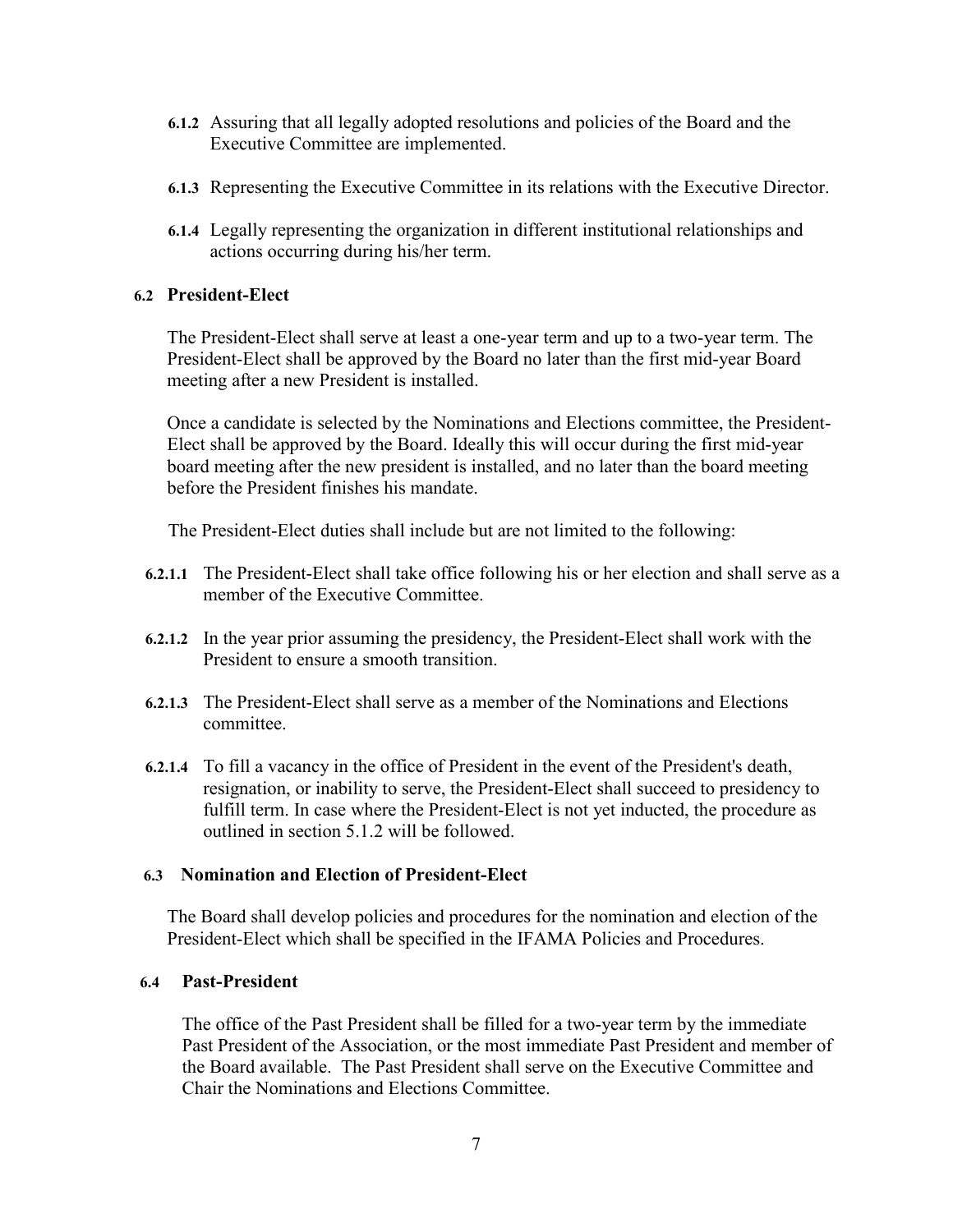**6.1.2** Assuring that all legally adopted resolutions and policies of the Board and the Executive Committee are implemented.

**6.1.3** Representing the Executive Committee in its relations with the Executive Director.

**6.1.4** Legally representing the organization in different institutional relationships and actions occurring during his/her term.

### 6.2 President-Elect

The President-Elect shall serve at least a one-year term and up to a two-year term. The President-Elect shall be approved by the Board no later than the first mid-year Board meeting after a new President is installed.

Once a candidate is selected by the Nominations and Elections committee, the President-Elect shall be approved by the Board. Ideally this will occur during the first mid-year board meeting after the new president is installed, and no later than the board meeting before the President finishes his mandate.

The President-Elect duties shall include but are not limited to the following:

**6.2.1.1** The President-Elect shall take office following his or her election and shall serve as a member of the Executive Committee.

**6.2.1.2** In the year prior assuming the presidency, the President-Elect shall work with the President to ensure a smooth transition.

**6.2.1.3** The President-Elect shall serve as a member of the Nominations and Elections committee.

**6.2.1.4** To fill a vacancy in the office of President in the event of the President's death, resignation, or inability to serve, the President-Elect shall succeed to presidency to fulfill term. In case where the President-Elect is not yet inducted, the procedure as outlined in section 5.1.2 will be followed.

### 6.3 Nomination and Election of President-Elect

The Board shall develop policies and procedures for the nomination and election of the President-Elect which shall be specified in the IFAMA Policies and Procedures.

### 6.4 Past-President

The office of the Past President shall be filled for a two-year term by the immediate Past President of the Association, or the most immediate Past President and member of the Board available. The Past President shall serve on the Executive Committee and Chair the Nominations and Elections Committee.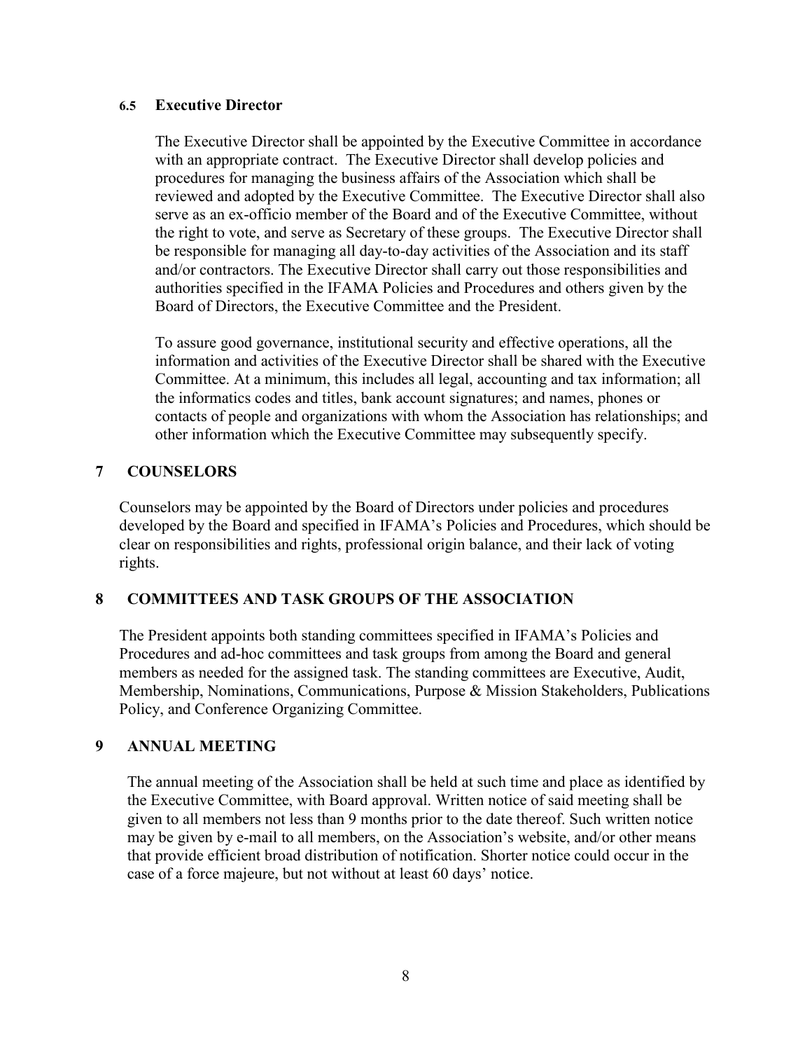### 6.5 Executive Director

The Executive Director shall be appointed by the Executive Committee in accordance with an appropriate contract. The Executive Director shall develop policies and procedures for managing the business affairs of the Association which shall be reviewed and adopted by the Executive Committee. The Executive Director shall also serve as an ex-officio member of the Board and of the Executive Committee, without the right to vote, and serve as Secretary of these groups. The Executive Director shall be responsible for managing all day-to-day activities of the Association and its staff and/or contractors. The Executive Director shall carry out those responsibilities and authorities specified in the IFAMA Policies and Procedures and others given by the Board of Directors, the Executive Committee and the President.

To assure good governance, institutional security and effective operations, all the information and activities of the Executive Director shall be shared with the Executive Committee. At a minimum, this includes all legal, accounting and tax information; all the informatics codes and titles, bank account signatures; and names, phones or contacts of people and organizations with whom the Association has relationships; and other information which the Executive Committee may subsequently specify.

## 7 COUNSELORS

Counselors may be appointed by the Board of Directors under policies and procedures developed by the Board and specified in IFAMA's Policies and Procedures, which should be clear on responsibilities and rights, professional origin balance, and their lack of voting rights.

## 8 COMMITTEES AND TASK GROUPS OF THE ASSOCIATION

The President appoints both standing committees specified in IFAMA's Policies and Procedures and ad-hoc committees and task groups from among the Board and general members as needed for the assigned task. The standing committees are Executive, Audit, Membership, Nominations, Communications, Purpose & Mission Stakeholders, Publications Policy, and Conference Organizing Committee.

## 9 ANNUAL MEETING

The annual meeting of the Association shall be held at such time and place as identified by the Executive Committee, with Board approval. Written notice of said meeting shall be given to all members not less than 9 months prior to the date thereof. Such written notice may be given by e-mail to all members, on the Association's website, and/or other means that provide efficient broad distribution of notification. Shorter notice could occur in the case of a force majeure, but not without at least 60 days' notice.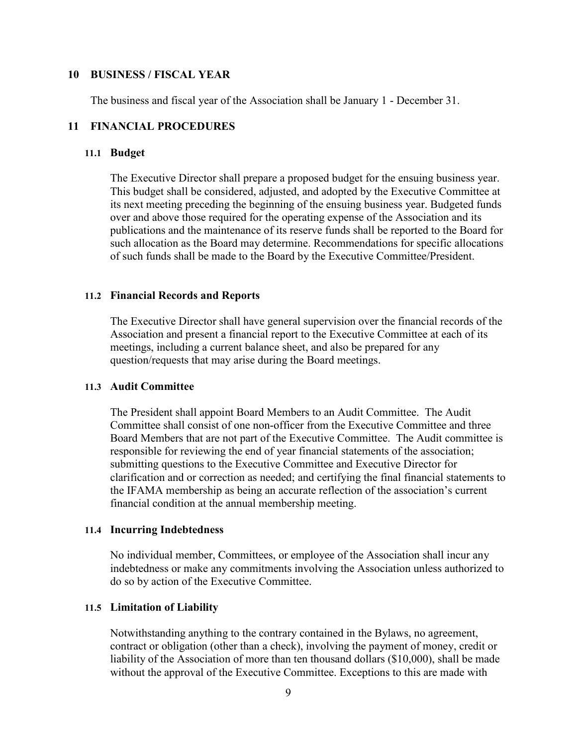## 10 BUSINESS / FISCAL YEAR

The business and fiscal year of the Association shall be January 1 - December 31.

## 11 FINANCIAL PROCEDURES

### 11.1 Budget

The Executive Director shall prepare a proposed budget for the ensuing business year. This budget shall be considered, adjusted, and adopted by the Executive Committee at its next meeting preceding the beginning of the ensuing business year. Budgeted funds over and above those required for the operating expense of the Association and its publications and the maintenance of its reserve funds shall be reported to the Board for such allocation as the Board may determine. Recommendations for specific allocations of such funds shall be made to the Board by the Executive Committee/President.

### 11.2 Financial Records and Reports

The Executive Director shall have general supervision over the financial records of the Association and present a financial report to the Executive Committee at each of its meetings, including a current balance sheet, and also be prepared for any question/requests that may arise during the Board meetings.

### 11.3 Audit Committee

The President shall appoint Board Members to an Audit Committee. The Audit Committee shall consist of one non-officer from the Executive Committee and three Board Members that are not part of the Executive Committee. The Audit committee is responsible for reviewing the end of year financial statements of the association; submitting questions to the Executive Committee and Executive Director for clarification and or correction as needed; and certifying the final financial statements to the IFAMA membership as being an accurate reflection of the association's current financial condition at the annual membership meeting.

### 11.4 Incurring Indebtedness

No individual member, Committees, or employee of the Association shall incur any indebtedness or make any commitments involving the Association unless authorized to do so by action of the Executive Committee.

### 11.5 Limitation of Liability

Notwithstanding anything to the contrary contained in the Bylaws, no agreement, contract or obligation (other than a check), involving the payment of money, credit or liability of the Association of more than ten thousand dollars ($10,000), shall be made without the approval of the Executive Committee. Exceptions to this are made with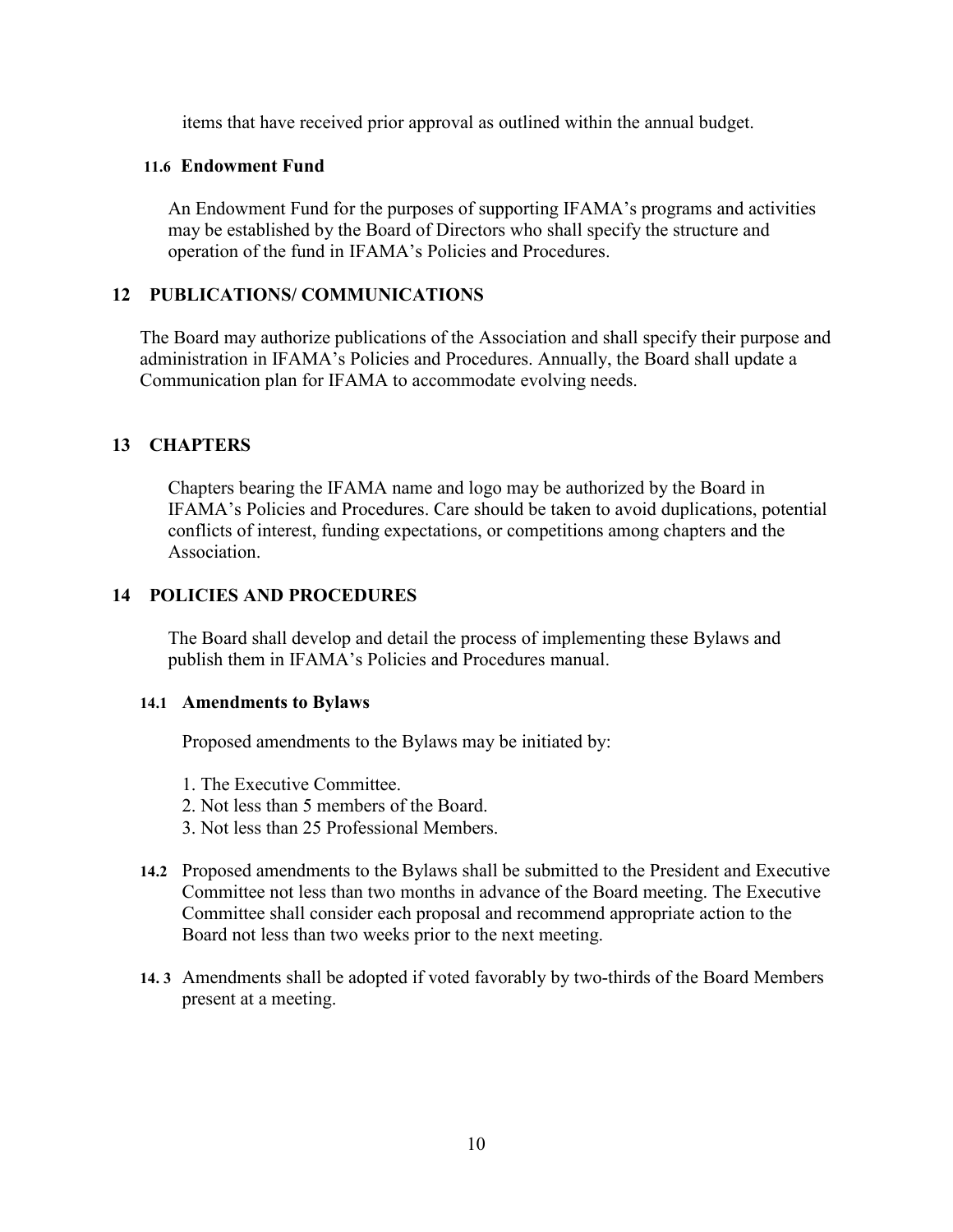items that have received prior approval as outlined within the annual budget.

### 11.6 Endowment Fund

An Endowment Fund for the purposes of supporting IFAMA's programs and activities may be established by the Board of Directors who shall specify the structure and operation of the fund in IFAMA's Policies and Procedures.

## 12 PUBLICATIONS/ COMMUNICATIONS

The Board may authorize publications of the Association and shall specify their purpose and administration in IFAMA's Policies and Procedures. Annually, the Board shall update a Communication plan for IFAMA to accommodate evolving needs.

## 13 CHAPTERS

Chapters bearing the IFAMA name and logo may be authorized by the Board in IFAMA's Policies and Procedures. Care should be taken to avoid duplications, potential conflicts of interest, funding expectations, or competitions among chapters and the Association.

## 14 POLICIES AND PROCEDURES

The Board shall develop and detail the process of implementing these Bylaws and publish them in IFAMA's Policies and Procedures manual.

### 14.1 Amendments to Bylaws

Proposed amendments to the Bylaws may be initiated by:

1. The Executive Committee.
2. Not less than 5 members of the Board.
3. Not less than 25 Professional Members.

**14.2** Proposed amendments to the Bylaws shall be submitted to the President and Executive Committee not less than two months in advance of the Board meeting. The Executive Committee shall consider each proposal and recommend appropriate action to the Board not less than two weeks prior to the next meeting.

**14. 3** Amendments shall be adopted if voted favorably by two-thirds of the Board Members present at a meeting.